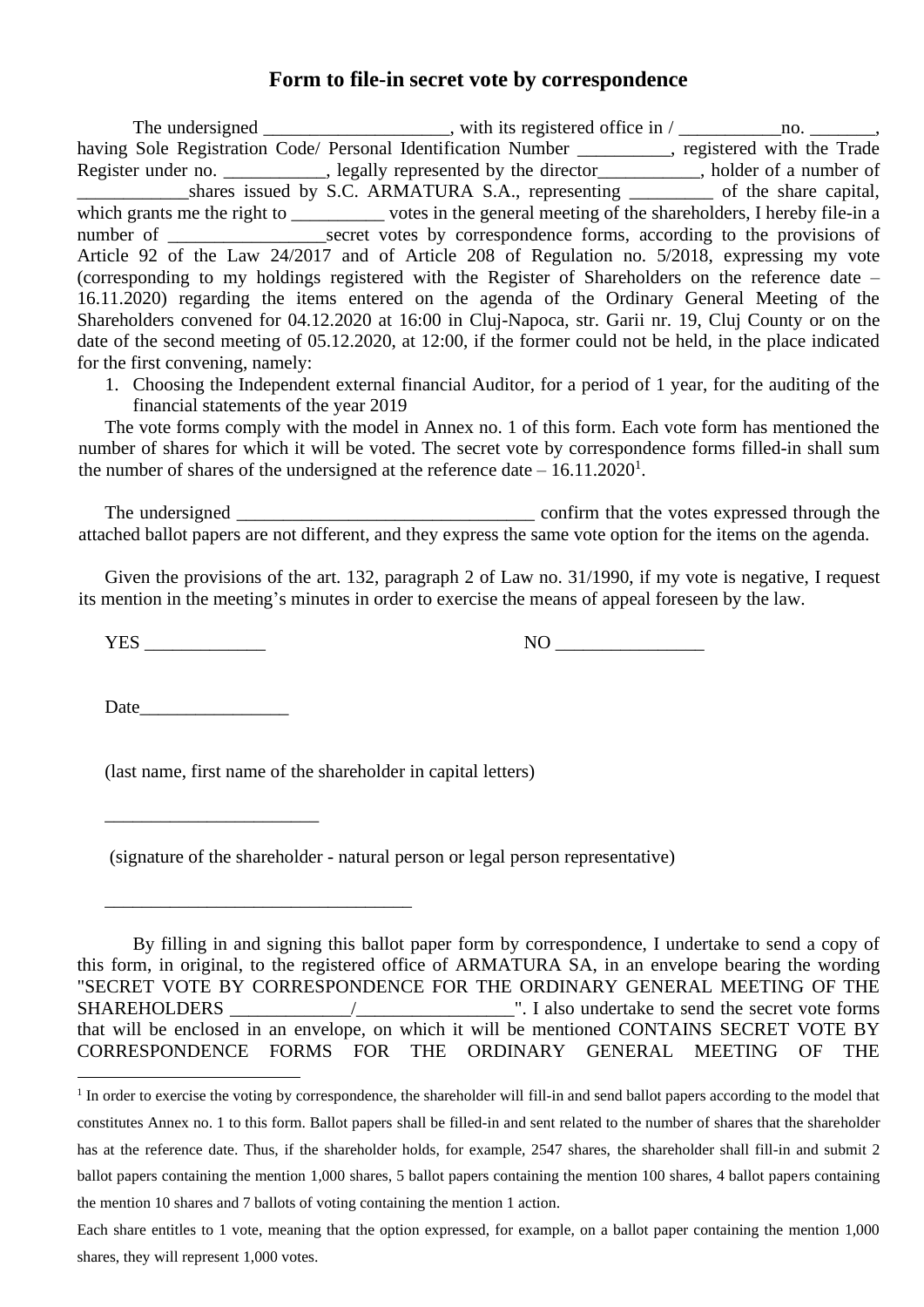# Form to file-in secret vote by correspondence

The undersigned ____________________, with its registered office in / ___________no. _______, having Sole Registration Code/ Personal Identification Number __________, registered with the Trade Register under no. ___________, legally represented by the director___________, holder of a number of ____________shares issued by S.C. ARMATURA S.A., representing _________ of the share capital, which grants me the right to __________ votes in the general meeting of the shareholders, I hereby file-in a number of _________________secret votes by correspondence forms, according to the provisions of Article 92 of the Law 24/2017 and of Article 208 of Regulation no. 5/2018, expressing my vote (corresponding to my holdings registered with the Register of Shareholders on the reference date – 16.11.2020) regarding the items entered on the agenda of the Ordinary General Meeting of the Shareholders convened for 04.12.2020 at 16:00 in Cluj-Napoca, str. Garii nr. 19, Cluj County or on the date of the second meeting of 05.12.2020, at 12:00, if the former could not be held, in the place indicated for the first convening, namely:

1. Choosing the Independent external financial Auditor, for a period of 1 year, for the auditing of the financial statements of the year 2019

The vote forms comply with the model in Annex no. 1 of this form. Each vote form has mentioned the number of shares for which it will be voted. The secret vote by correspondence forms filled-in shall sum the number of shares of the undersigned at the reference date – 16.11.2020[1].

The undersigned ________________________________ confirm that the votes expressed through the attached ballot papers are not different, and they express the same vote option for the items on the agenda.

Given the provisions of the art. 132, paragraph 2 of Law no. 31/1990, if my vote is negative, I request its mention in the meeting's minutes in order to exercise the means of appeal foreseen by the law.

YES _____________ NO ________________

Date________________

(last name, first name of the shareholder in capital letters)

_______________________

(signature of the shareholder - natural person or legal person representative)

_________________________________

By filling in and signing this ballot paper form by correspondence, I undertake to send a copy of this form, in original, to the registered office of ARMATURA SA, in an envelope bearing the wording "SECRET VOTE BY CORRESPONDENCE FOR THE ORDINARY GENERAL MEETING OF THE SHAREHOLDERS _____________/_________________". I also undertake to send the secret vote forms that will be enclosed in an envelope, on which it will be mentioned CONTAINS SECRET VOTE BY CORRESPONDENCE FORMS FOR THE ORDINARY GENERAL MEETING OF THE

[1] In order to exercise the voting by correspondence, the shareholder will fill-in and send ballot papers according to the model that constitutes Annex no. 1 to this form. Ballot papers shall be filled-in and sent related to the number of shares that the shareholder has at the reference date. Thus, if the shareholder holds, for example, 2547 shares, the shareholder shall fill-in and submit 2 ballot papers containing the mention 1,000 shares, 5 ballot papers containing the mention 100 shares, 4 ballot papers containing the mention 10 shares and 7 ballots of voting containing the mention 1 action.

Each share entitles to 1 vote, meaning that the option expressed, for example, on a ballot paper containing the mention 1,000 shares, they will represent 1,000 votes.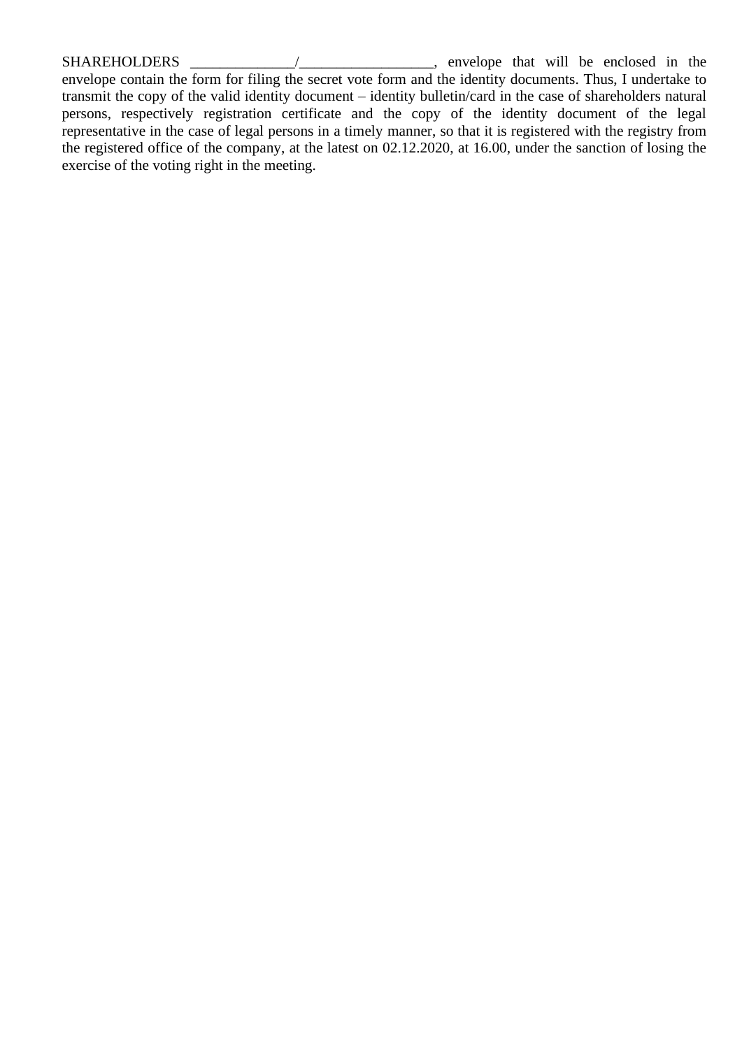SHAREHOLDERS ______________/__________________, envelope that will be enclosed in the envelope contain the form for filing the secret vote form and the identity documents. Thus, I undertake to transmit the copy of the valid identity document – identity bulletin/card in the case of shareholders natural persons, respectively registration certificate and the copy of the identity document of the legal representative in the case of legal persons in a timely manner, so that it is registered with the registry from the registered office of the company, at the latest on 02.12.2020, at 16.00, under the sanction of losing the exercise of the voting right in the meeting.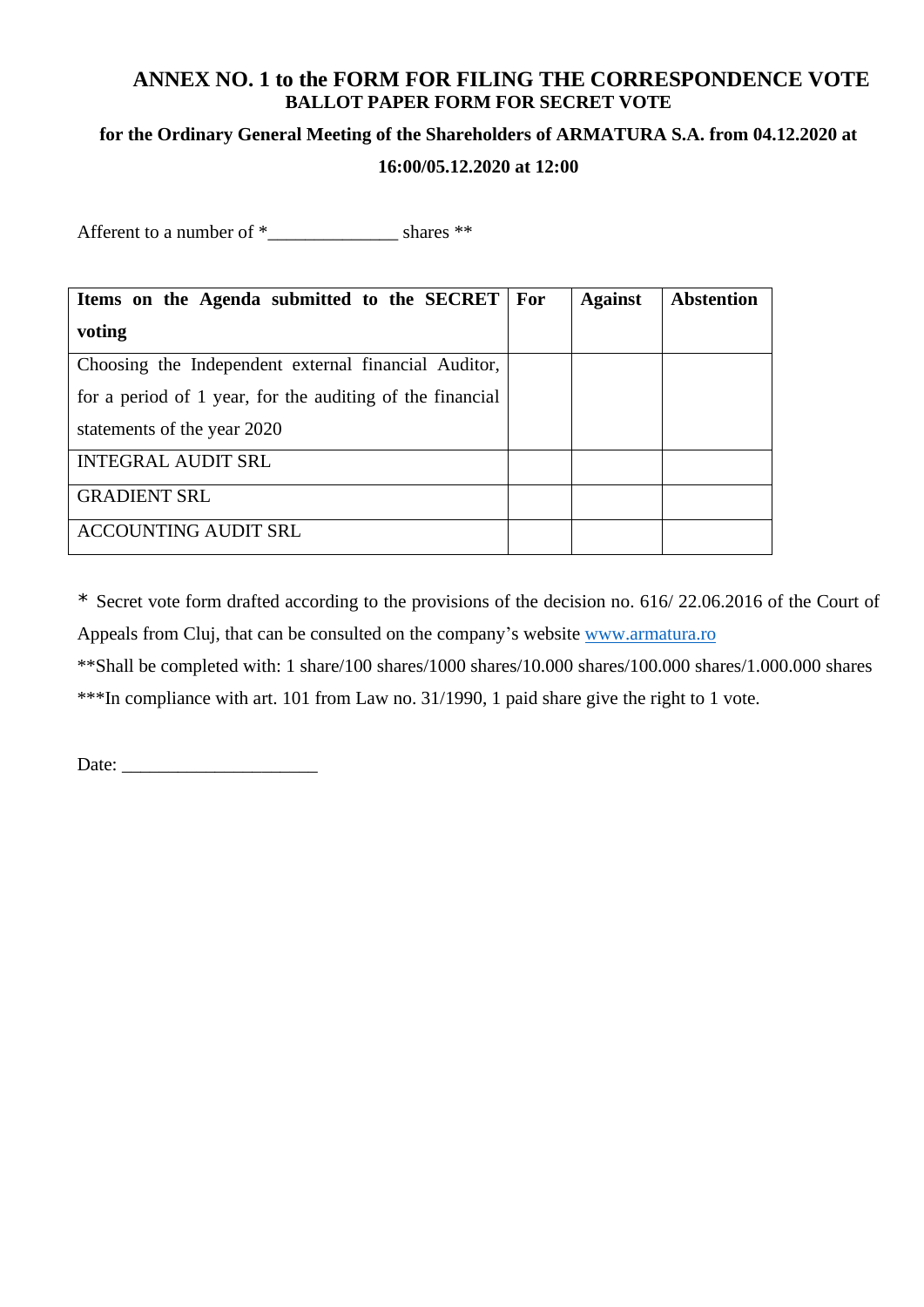## ANNEX NO. 1 to the FORM FOR FILING THE CORRESPONDENCE VOTE

### BALLOT PAPER FORM FOR SECRET VOTE

### for the Ordinary General Meeting of the Shareholders of ARMATURA S.A. from 04.12.2020 at 16:00/05.12.2020 at 12:00

Afferent to a number of *______________ shares **

| Items on the Agenda submitted to the SECRET voting | For | Against | Abstention |
|---|---|---|---|
| Choosing the Independent external financial Auditor, for a period of 1 year, for the auditing of the financial statements of the year 2020 | | | |
| INTEGRAL AUDIT SRL | | | |
| GRADIENT SRL | | | |
| ACCOUNTING AUDIT SRL | | | |

* Secret vote form drafted according to the provisions of the decision no. 616/ 22.06.2016 of the Court of Appeals from Cluj, that can be consulted on the company's website www.armatura.ro

**Shall be completed with: 1 share/100 shares/1000 shares/10.000 shares/100.000 shares/1.000.000 shares

***In compliance with art. 101 from Law no. 31/1990, 1 paid share give the right to 1 vote.

Date: _____________________